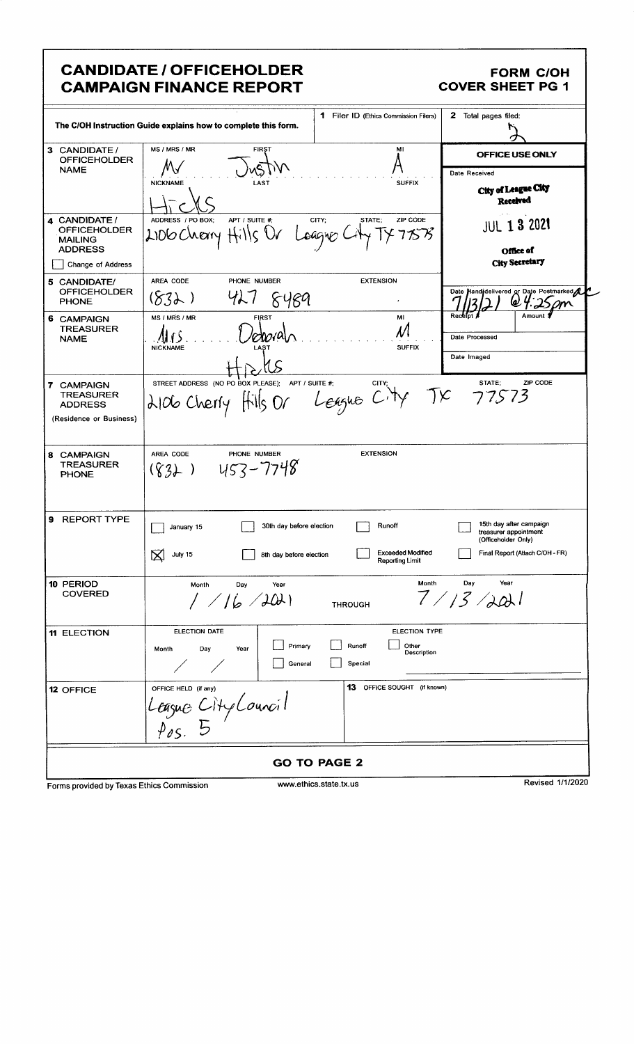# CANDIDATE / OFFICEHOLDER CAMPAIGN FINANCE REPORT

**FORM C/OH COVER SHEET PG 1**

The C/OH Instruction Guide explains how to complete this form.

| | | |
|---|---|---|
| **1** Filer ID (Ethics Commission Filers) | | **2** Total pages filed: 2 |

| Field | Entry | OFFICE USE ONLY |
|---|---|---|
| **3 CANDIDATE / OFFICEHOLDER NAME** | MS / MRS / MR: Mr; FIRST: Justin; MI: A; NICKNAME: ; LAST: Hicks; SUFFIX: | Date Received: City of League City Received JUL 13 2021 Office of City Secretary |
| **4 CANDIDATE / OFFICEHOLDER MAILING ADDRESS** ☐ Change of Address | ADDRESS / PO BOX: 2106 Cherry Hills Dr; APT / SUITE #: ; CITY: League City; STATE: TX; ZIP CODE: 77573 | |
| **5 CANDIDATE/ OFFICEHOLDER PHONE** | AREA CODE: (832); PHONE NUMBER: 427 8489; EXTENSION: | Date Hand-delivered or Date Postmarked: 7/13/21 @ 4:25pm |
| **6 CAMPAIGN TREASURER NAME** | MS / MRS / MR: Mrs; FIRST: Deborah; MI: M; NICKNAME: ; LAST: Hicks; SUFFIX: | Receipt #; Amount $; Date Processed; Date Imaged |
| **7 CAMPAIGN TREASURER ADDRESS** (Residence or Business) | STREET ADDRESS (NO PO BOX PLEASE): 2106 Cherry Hills Dr; APT / SUITE #: ; CITY: League City; STATE: TX; ZIP CODE: 77573 | |
| **8 CAMPAIGN TREASURER PHONE** | AREA CODE: (832); PHONE NUMBER: 453-7748; EXTENSION: | |

**9 REPORT TYPE**

- ☐ January 15
- ☒ July 15
- ☐ 30th day before election
- ☐ 8th day before election
- ☐ Runoff
- ☐ Exceeded Modified Reporting Limit
- ☐ 15th day after campaign treasurer appointment (Officeholder Only)
- ☐ Final Report (Attach C/OH - FR)

**10 PERIOD COVERED**

Month / Day / Year: 1 / 16 / 2021 THROUGH Month / Day / Year: 7 / 13 / 2021

**11 ELECTION**

ELECTION DATE: Month / Day / Year: / /

ELECTION TYPE: ☐ Primary ☐ General ☐ Runoff ☐ Special ☐ Other Description

**12 OFFICE**

OFFICE HELD (if any): League City Council Pos. 5

**13** OFFICE SOUGHT (if known):

**GO TO PAGE 2**

Forms provided by Texas Ethics Commission www.ethics.state.tx.us Revised 1/1/2020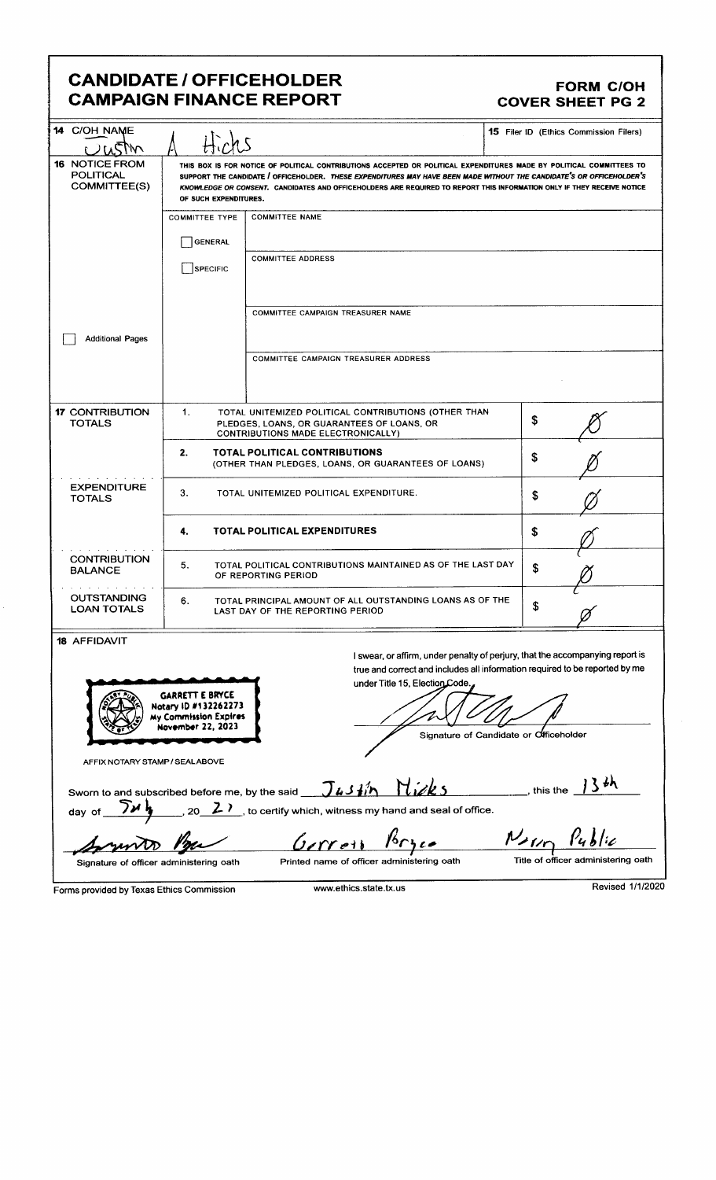# CANDIDATE / OFFICEHOLDER CAMPAIGN FINANCE REPORT

**FORM C/OH COVER SHEET PG 2**

| | | | |
|---|---|---|---|
| **14** C/OH NAME | Justin A Hicks | | **15** Filer ID (Ethics Commission Filers) |
| **16** NOTICE FROM POLITICAL COMMITTEE(S) | THIS BOX IS FOR NOTICE OF POLITICAL CONTRIBUTIONS ACCEPTED OR POLITICAL EXPENDITURES MADE BY POLITICAL COMMITTEES TO SUPPORT THE CANDIDATE / OFFICEHOLDER. *THESE EXPENDITURES MAY HAVE BEEN MADE WITHOUT THE CANDIDATE'S OR OFFICEHOLDER'S KNOWLEDGE OR CONSENT.* CANDIDATES AND OFFICEHOLDERS ARE REQUIRED TO REPORT THIS INFORMATION ONLY IF THEY RECEIVE NOTICE OF SUCH EXPENDITURES. | | |
| | COMMITTEE TYPE: ☐ GENERAL ☐ SPECIFIC | COMMITTEE NAME | |
| | | COMMITTEE ADDRESS | |
| ☐ Additional Pages | | COMMITTEE CAMPAIGN TREASURER NAME | |
| | | COMMITTEE CAMPAIGN TREASURER ADDRESS | |

| | | |
|---|---|---|
| **17** CONTRIBUTION TOTALS | 1. TOTAL UNITEMIZED POLITICAL CONTRIBUTIONS (OTHER THAN PLEDGES, LOANS, OR GUARANTEES OF LOANS, OR CONTRIBUTIONS MADE ELECTRONICALLY) | $ Ø |
| | 2. **TOTAL POLITICAL CONTRIBUTIONS** (OTHER THAN PLEDGES, LOANS, OR GUARANTEES OF LOANS) | $ Ø |
| EXPENDITURE TOTALS | 3. TOTAL UNITEMIZED POLITICAL EXPENDITURE. | $ Ø |
| | 4. **TOTAL POLITICAL EXPENDITURES** | $ Ø |
| CONTRIBUTION BALANCE | 5. TOTAL POLITICAL CONTRIBUTIONS MAINTAINED AS OF THE LAST DAY OF REPORTING PERIOD | $ Ø |
| OUTSTANDING LOAN TOTALS | 6. TOTAL PRINCIPAL AMOUNT OF ALL OUTSTANDING LOANS AS OF THE LAST DAY OF THE REPORTING PERIOD | $ Ø |

**18** AFFIDAVIT

GARRETT E BRYCE
Notary ID #132262273
My Commission Expires
November 22, 2023

AFFIX NOTARY STAMP / SEAL ABOVE

I swear, or affirm, under penalty of perjury, that the accompanying report is true and correct and includes all information required to be reported by me under Title 15, Election Code.

[Signature]
Signature of Candidate or Officeholder

Sworn to and subscribed before me, by the said Justin Hicks, this the 13th day of July, 20 21, to certify which, witness my hand and seal of office.

| | | |
|---|---|---|
| [Signature] | Garrett Bryce | Notary Public |
| Signature of officer administering oath | Printed name of officer administering oath | Title of officer administering oath |

Forms provided by Texas Ethics Commission — www.ethics.state.tx.us — Revised 1/1/2020